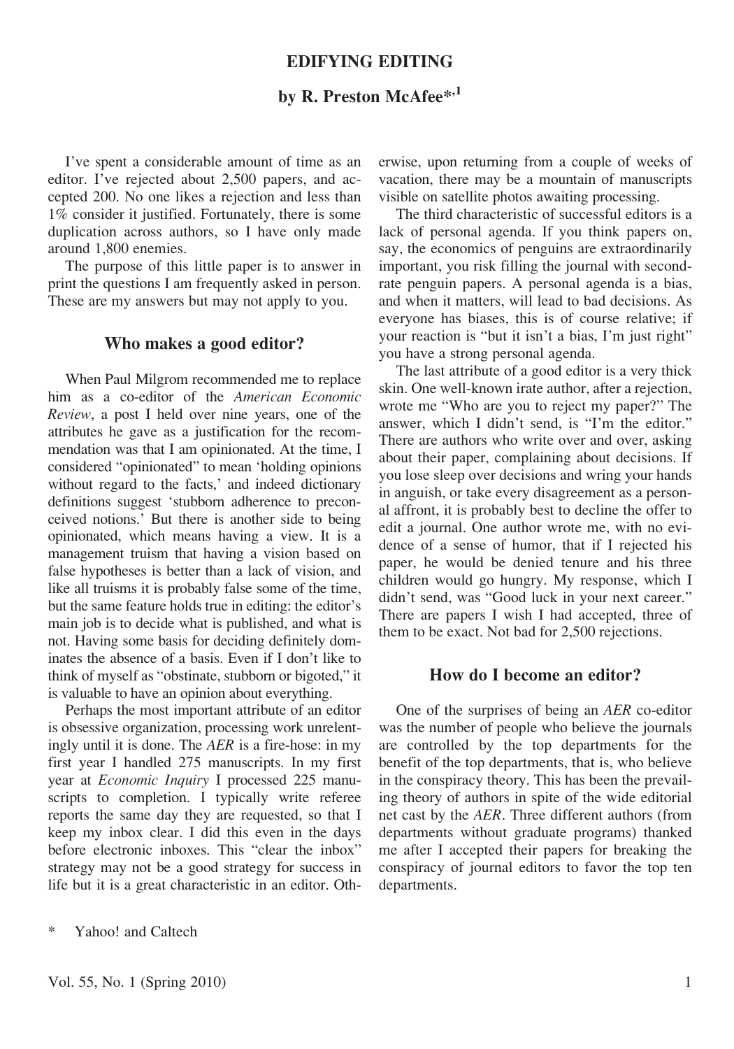# EDIFYING EDITING

## by R. Preston McAfee*,[1]

I've spent a considerable amount of time as an editor. I've rejected about 2,500 papers, and accepted 200. No one likes a rejection and less than 1% consider it justified. Fortunately, there is some duplication across authors, so I have only made around 1,800 enemies.

The purpose of this little paper is to answer in print the questions I am frequently asked in person. These are my answers but may not apply to you.

### Who makes a good editor?

When Paul Milgrom recommended me to replace him as a co-editor of the *American Economic Review*, a post I held over nine years, one of the attributes he gave as a justification for the recommendation was that I am opinionated. At the time, I considered "opinionated" to mean 'holding opinions without regard to the facts,' and indeed dictionary definitions suggest 'stubborn adherence to preconceived notions.' But there is another side to being opinionated, which means having a view. It is a management truism that having a vision based on false hypotheses is better than a lack of vision, and like all truisms it is probably false some of the time, but the same feature holds true in editing: the editor's main job is to decide what is published, and what is not. Having some basis for deciding definitely dominates the absence of a basis. Even if I don't like to think of myself as "obstinate, stubborn or bigoted," it is valuable to have an opinion about everything.

Perhaps the most important attribute of an editor is obsessive organization, processing work unrelentingly until it is done. The *AER* is a fire-hose: in my first year I handled 275 manuscripts. In my first year at *Economic Inquiry* I processed 225 manuscripts to completion. I typically write referee reports the same day they are requested, so that I keep my inbox clear. I did this even in the days before electronic inboxes. This "clear the inbox" strategy may not be a good strategy for success in life but it is a great characteristic in an editor. Otherwise, upon returning from a couple of weeks of vacation, there may be a mountain of manuscripts visible on satellite photos awaiting processing.

The third characteristic of successful editors is a lack of personal agenda. If you think papers on, say, the economics of penguins are extraordinarily important, you risk filling the journal with second-rate penguin papers. A personal agenda is a bias, and when it matters, will lead to bad decisions. As everyone has biases, this is of course relative; if your reaction is "but it isn't a bias, I'm just right" you have a strong personal agenda.

The last attribute of a good editor is a very thick skin. One well-known irate author, after a rejection, wrote me "Who are you to reject my paper?" The answer, which I didn't send, is "I'm the editor." There are authors who write over and over, asking about their paper, complaining about decisions. If you lose sleep over decisions and wring your hands in anguish, or take every disagreement as a personal affront, it is probably best to decline the offer to edit a journal. One author wrote me, with no evidence of a sense of humor, that if I rejected his paper, he would be denied tenure and his three children would go hungry. My response, which I didn't send, was "Good luck in your next career." There are papers I wish I had accepted, three of them to be exact. Not bad for 2,500 rejections.

### How do I become an editor?

One of the surprises of being an *AER* co-editor was the number of people who believe the journals are controlled by the top departments for the benefit of the top departments, that is, who believe in the conspiracy theory. This has been the prevailing theory of authors in spite of the wide editorial net cast by the *AER*. Three different authors (from departments without graduate programs) thanked me after I accepted their papers for breaking the conspiracy of journal editors to favor the top ten departments.

\* Yahoo! and Caltech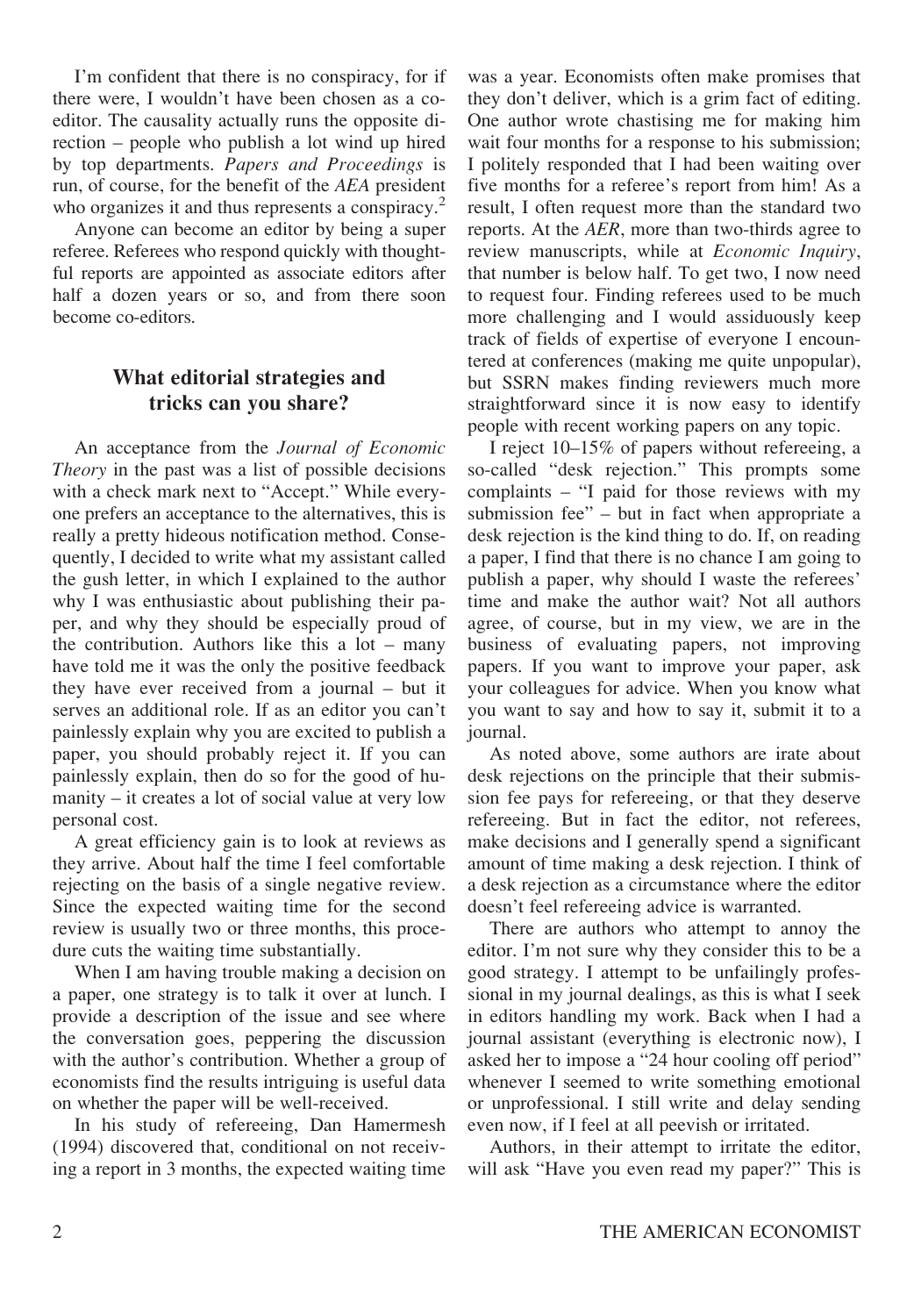I'm confident that there is no conspiracy, for if there were, I wouldn't have been chosen as a co-editor. The causality actually runs the opposite direction – people who publish a lot wind up hired by top departments. *Papers and Proceedings* is run, of course, for the benefit of the *AEA* president who organizes it and thus represents a conspiracy.[2]

Anyone can become an editor by being a super referee. Referees who respond quickly with thoughtful reports are appointed as associate editors after half a dozen years or so, and from there soon become co-editors.

## What editorial strategies and tricks can you share?

An acceptance from the *Journal of Economic Theory* in the past was a list of possible decisions with a check mark next to "Accept." While everyone prefers an acceptance to the alternatives, this is really a pretty hideous notification method. Consequently, I decided to write what my assistant called the gush letter, in which I explained to the author why I was enthusiastic about publishing their paper, and why they should be especially proud of the contribution. Authors like this a lot – many have told me it was the only the positive feedback they have ever received from a journal – but it serves an additional role. If as an editor you can't painlessly explain why you are excited to publish a paper, you should probably reject it. If you can painlessly explain, then do so for the good of humanity – it creates a lot of social value at very low personal cost.

A great efficiency gain is to look at reviews as they arrive. About half the time I feel comfortable rejecting on the basis of a single negative review. Since the expected waiting time for the second review is usually two or three months, this procedure cuts the waiting time substantially.

When I am having trouble making a decision on a paper, one strategy is to talk it over at lunch. I provide a description of the issue and see where the conversation goes, peppering the discussion with the author's contribution. Whether a group of economists find the results intriguing is useful data on whether the paper will be well-received.

In his study of refereeing, Dan Hamermesh (1994) discovered that, conditional on not receiving a report in 3 months, the expected waiting time was a year. Economists often make promises that they don't deliver, which is a grim fact of editing. One author wrote chastising me for making him wait four months for a response to his submission; I politely responded that I had been waiting over five months for a referee's report from him! As a result, I often request more than the standard two reports. At the *AER*, more than two-thirds agree to review manuscripts, while at *Economic Inquiry*, that number is below half. To get two, I now need to request four. Finding referees used to be much more challenging and I would assiduously keep track of fields of expertise of everyone I encountered at conferences (making me quite unpopular), but SSRN makes finding reviewers much more straightforward since it is now easy to identify people with recent working papers on any topic.

I reject 10–15% of papers without refereeing, a so-called "desk rejection." This prompts some complaints – "I paid for those reviews with my submission fee" – but in fact when appropriate a desk rejection is the kind thing to do. If, on reading a paper, I find that there is no chance I am going to publish a paper, why should I waste the referees' time and make the author wait? Not all authors agree, of course, but in my view, we are in the business of evaluating papers, not improving papers. If you want to improve your paper, ask your colleagues for advice. When you know what you want to say and how to say it, submit it to a journal.

As noted above, some authors are irate about desk rejections on the principle that their submission fee pays for refereeing, or that they deserve refereeing. But in fact the editor, not referees, make decisions and I generally spend a significant amount of time making a desk rejection. I think of a desk rejection as a circumstance where the editor doesn't feel refereeing advice is warranted.

There are authors who attempt to annoy the editor. I'm not sure why they consider this to be a good strategy. I attempt to be unfailingly professional in my journal dealings, as this is what I seek in editors handling my work. Back when I had a journal assistant (everything is electronic now), I asked her to impose a "24 hour cooling off period" whenever I seemed to write something emotional or unprofessional. I still write and delay sending even now, if I feel at all peevish or irritated.

Authors, in their attempt to irritate the editor, will ask "Have you even read my paper?" This is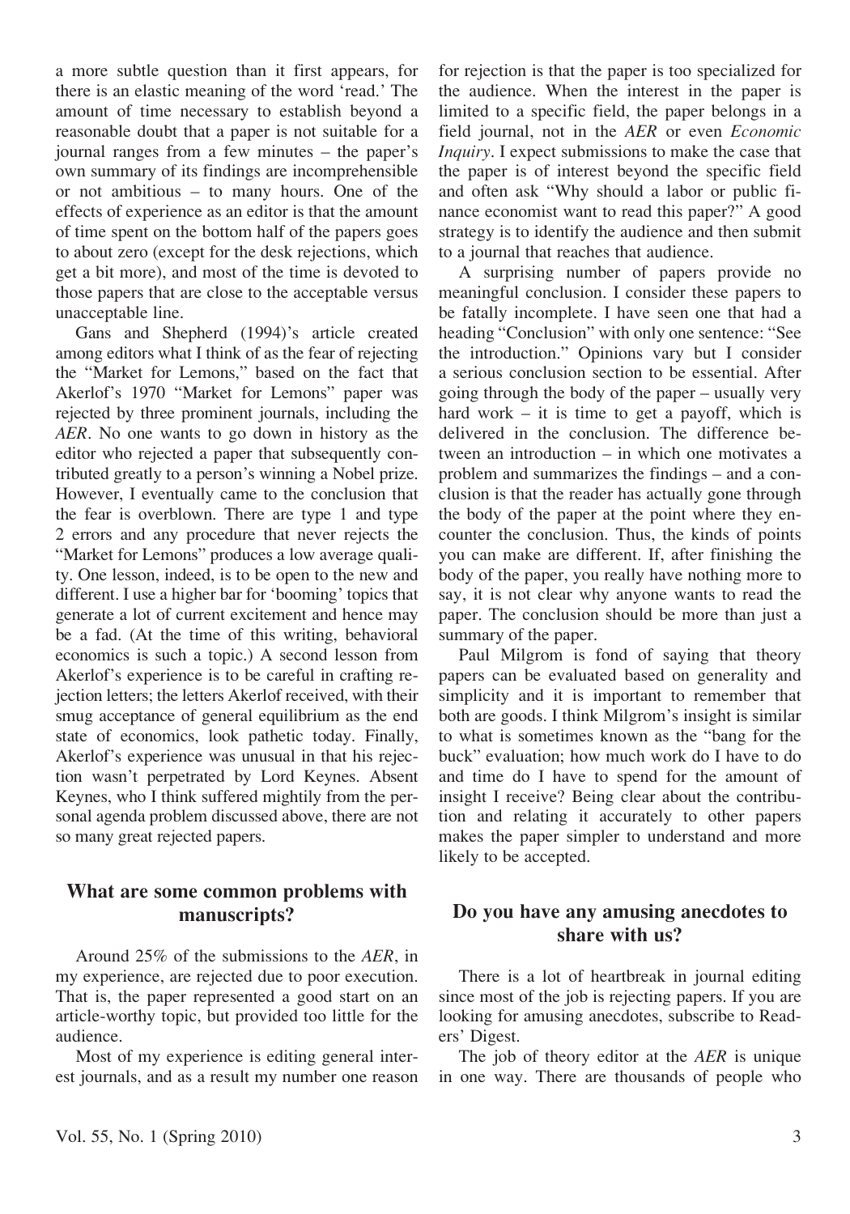a more subtle question than it first appears, for there is an elastic meaning of the word 'read.' The amount of time necessary to establish beyond a reasonable doubt that a paper is not suitable for a journal ranges from a few minutes – the paper's own summary of its findings are incomprehensible or not ambitious – to many hours. One of the effects of experience as an editor is that the amount of time spent on the bottom half of the papers goes to about zero (except for the desk rejections, which get a bit more), and most of the time is devoted to those papers that are close to the acceptable versus unacceptable line.

Gans and Shepherd (1994)'s article created among editors what I think of as the fear of rejecting the "Market for Lemons," based on the fact that Akerlof's 1970 "Market for Lemons" paper was rejected by three prominent journals, including the *AER*. No one wants to go down in history as the editor who rejected a paper that subsequently contributed greatly to a person's winning a Nobel prize. However, I eventually came to the conclusion that the fear is overblown. There are type 1 and type 2 errors and any procedure that never rejects the "Market for Lemons" produces a low average quality. One lesson, indeed, is to be open to the new and different. I use a higher bar for 'booming' topics that generate a lot of current excitement and hence may be a fad. (At the time of this writing, behavioral economics is such a topic.) A second lesson from Akerlof's experience is to be careful in crafting rejection letters; the letters Akerlof received, with their smug acceptance of general equilibrium as the end state of economics, look pathetic today. Finally, Akerlof's experience was unusual in that his rejection wasn't perpetrated by Lord Keynes. Absent Keynes, who I think suffered mightily from the personal agenda problem discussed above, there are not so many great rejected papers.

## What are some common problems with manuscripts?

Around 25% of the submissions to the *AER*, in my experience, are rejected due to poor execution. That is, the paper represented a good start on an article-worthy topic, but provided too little for the audience.

Most of my experience is editing general interest journals, and as a result my number one reason for rejection is that the paper is too specialized for the audience. When the interest in the paper is limited to a specific field, the paper belongs in a field journal, not in the *AER* or even *Economic Inquiry*. I expect submissions to make the case that the paper is of interest beyond the specific field and often ask "Why should a labor or public finance economist want to read this paper?" A good strategy is to identify the audience and then submit to a journal that reaches that audience.

A surprising number of papers provide no meaningful conclusion. I consider these papers to be fatally incomplete. I have seen one that had a heading "Conclusion" with only one sentence: "See the introduction." Opinions vary but I consider a serious conclusion section to be essential. After going through the body of the paper – usually very hard work – it is time to get a payoff, which is delivered in the conclusion. The difference between an introduction – in which one motivates a problem and summarizes the findings – and a conclusion is that the reader has actually gone through the body of the paper at the point where they encounter the conclusion. Thus, the kinds of points you can make are different. If, after finishing the body of the paper, you really have nothing more to say, it is not clear why anyone wants to read the paper. The conclusion should be more than just a summary of the paper.

Paul Milgrom is fond of saying that theory papers can be evaluated based on generality and simplicity and it is important to remember that both are goods. I think Milgrom's insight is similar to what is sometimes known as the "bang for the buck" evaluation; how much work do I have to do and time do I have to spend for the amount of insight I receive? Being clear about the contribution and relating it accurately to other papers makes the paper simpler to understand and more likely to be accepted.

## Do you have any amusing anecdotes to share with us?

There is a lot of heartbreak in journal editing since most of the job is rejecting papers. If you are looking for amusing anecdotes, subscribe to Readers' Digest.

The job of theory editor at the *AER* is unique in one way. There are thousands of people who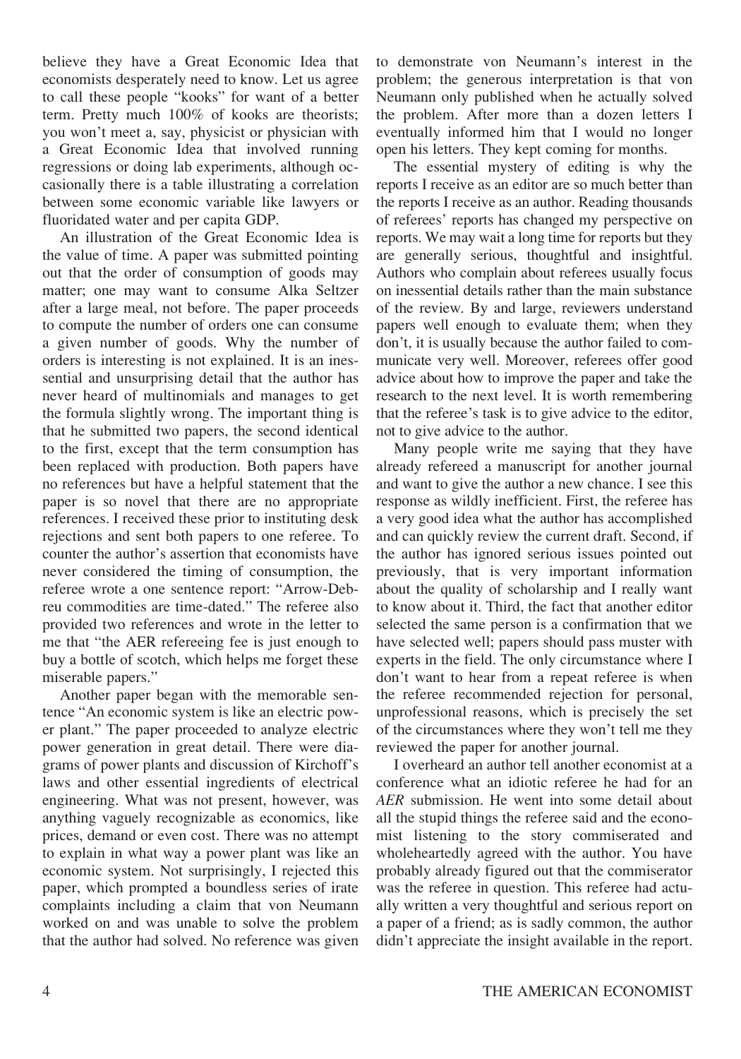believe they have a Great Economic Idea that economists desperately need to know. Let us agree to call these people "kooks" for want of a better term. Pretty much 100% of kooks are theorists; you won't meet a, say, physicist or physician with a Great Economic Idea that involved running regressions or doing lab experiments, although occasionally there is a table illustrating a correlation between some economic variable like lawyers or fluoridated water and per capita GDP.

An illustration of the Great Economic Idea is the value of time. A paper was submitted pointing out that the order of consumption of goods may matter; one may want to consume Alka Seltzer after a large meal, not before. The paper proceeds to compute the number of orders one can consume a given number of goods. Why the number of orders is interesting is not explained. It is an inessential and unsurprising detail that the author has never heard of multinomials and manages to get the formula slightly wrong. The important thing is that he submitted two papers, the second identical to the first, except that the term consumption has been replaced with production. Both papers have no references but have a helpful statement that the paper is so novel that there are no appropriate references. I received these prior to instituting desk rejections and sent both papers to one referee. To counter the author's assertion that economists have never considered the timing of consumption, the referee wrote a one sentence report: "Arrow-Debreu commodities are time-dated." The referee also provided two references and wrote in the letter to me that "the AER refereeing fee is just enough to buy a bottle of scotch, which helps me forget these miserable papers."

Another paper began with the memorable sentence "An economic system is like an electric power plant." The paper proceeded to analyze electric power generation in great detail. There were diagrams of power plants and discussion of Kirchoff's laws and other essential ingredients of electrical engineering. What was not present, however, was anything vaguely recognizable as economics, like prices, demand or even cost. There was no attempt to explain in what way a power plant was like an economic system. Not surprisingly, I rejected this paper, which prompted a boundless series of irate complaints including a claim that von Neumann worked on and was unable to solve the problem that the author had solved. No reference was given to demonstrate von Neumann's interest in the problem; the generous interpretation is that von Neumann only published when he actually solved the problem. After more than a dozen letters I eventually informed him that I would no longer open his letters. They kept coming for months.

The essential mystery of editing is why the reports I receive as an editor are so much better than the reports I receive as an author. Reading thousands of referees' reports has changed my perspective on reports. We may wait a long time for reports but they are generally serious, thoughtful and insightful. Authors who complain about referees usually focus on inessential details rather than the main substance of the review. By and large, reviewers understand papers well enough to evaluate them; when they don't, it is usually because the author failed to communicate very well. Moreover, referees offer good advice about how to improve the paper and take the research to the next level. It is worth remembering that the referee's task is to give advice to the editor, not to give advice to the author.

Many people write me saying that they have already refereed a manuscript for another journal and want to give the author a new chance. I see this response as wildly inefficient. First, the referee has a very good idea what the author has accomplished and can quickly review the current draft. Second, if the author has ignored serious issues pointed out previously, that is very important information about the quality of scholarship and I really want to know about it. Third, the fact that another editor selected the same person is a confirmation that we have selected well; papers should pass muster with experts in the field. The only circumstance where I don't want to hear from a repeat referee is when the referee recommended rejection for personal, unprofessional reasons, which is precisely the set of the circumstances where they won't tell me they reviewed the paper for another journal.

I overheard an author tell another economist at a conference what an idiotic referee he had for an *AER* submission. He went into some detail about all the stupid things the referee said and the economist listening to the story commiserated and wholeheartedly agreed with the author. You have probably already figured out that the commiserator was the referee in question. This referee had actually written a very thoughtful and serious report on a paper of a friend; as is sadly common, the author didn't appreciate the insight available in the report.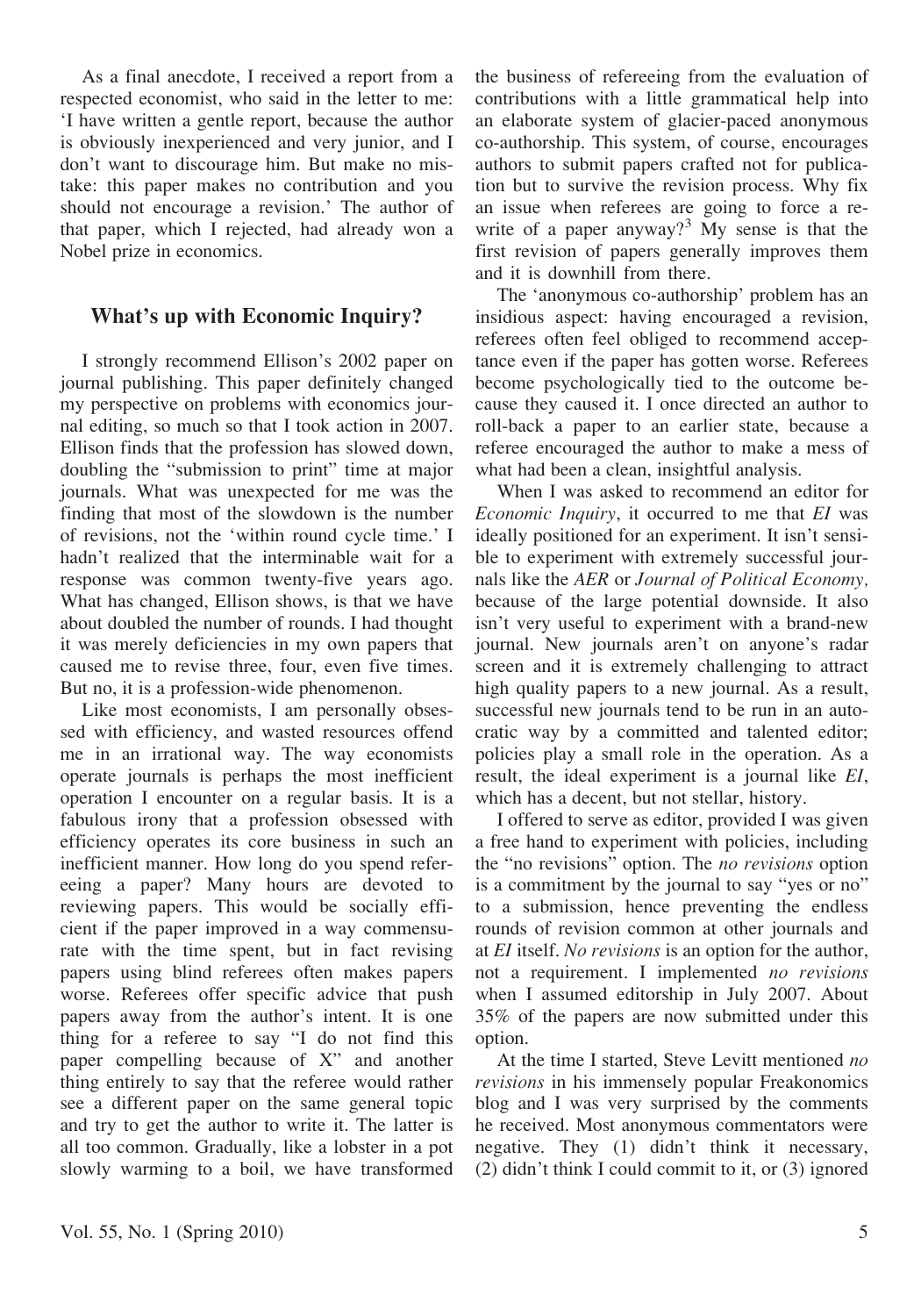As a final anecdote, I received a report from a respected economist, who said in the letter to me: 'I have written a gentle report, because the author is obviously inexperienced and very junior, and I don't want to discourage him. But make no mistake: this paper makes no contribution and you should not encourage a revision.' The author of that paper, which I rejected, had already won a Nobel prize in economics.

## What's up with Economic Inquiry?

I strongly recommend Ellison's 2002 paper on journal publishing. This paper definitely changed my perspective on problems with economics journal editing, so much so that I took action in 2007. Ellison finds that the profession has slowed down, doubling the "submission to print" time at major journals. What was unexpected for me was the finding that most of the slowdown is the number of revisions, not the 'within round cycle time.' I hadn't realized that the interminable wait for a response was common twenty-five years ago. What has changed, Ellison shows, is that we have about doubled the number of rounds. I had thought it was merely deficiencies in my own papers that caused me to revise three, four, even five times. But no, it is a profession-wide phenomenon.

Like most economists, I am personally obsessed with efficiency, and wasted resources offend me in an irrational way. The way economists operate journals is perhaps the most inefficient operation I encounter on a regular basis. It is a fabulous irony that a profession obsessed with efficiency operates its core business in such an inefficient manner. How long do you spend refereeing a paper? Many hours are devoted to reviewing papers. This would be socially efficient if the paper improved in a way commensurate with the time spent, but in fact revising papers using blind referees often makes papers worse. Referees offer specific advice that push papers away from the author's intent. It is one thing for a referee to say "I do not find this paper compelling because of X" and another thing entirely to say that the referee would rather see a different paper on the same general topic and try to get the author to write it. The latter is all too common. Gradually, like a lobster in a pot slowly warming to a boil, we have transformed the business of refereeing from the evaluation of contributions with a little grammatical help into an elaborate system of glacier-paced anonymous co-authorship. This system, of course, encourages authors to submit papers crafted not for publication but to survive the revision process. Why fix an issue when referees are going to force a rewrite of a paper anyway?[3] My sense is that the first revision of papers generally improves them and it is downhill from there.

The 'anonymous co-authorship' problem has an insidious aspect: having encouraged a revision, referees often feel obliged to recommend acceptance even if the paper has gotten worse. Referees become psychologically tied to the outcome because they caused it. I once directed an author to roll-back a paper to an earlier state, because a referee encouraged the author to make a mess of what had been a clean, insightful analysis.

When I was asked to recommend an editor for *Economic Inquiry*, it occurred to me that *EI* was ideally positioned for an experiment. It isn't sensible to experiment with extremely successful journals like the *AER* or *Journal of Political Economy,* because of the large potential downside. It also isn't very useful to experiment with a brand-new journal. New journals aren't on anyone's radar screen and it is extremely challenging to attract high quality papers to a new journal. As a result, successful new journals tend to be run in an autocratic way by a committed and talented editor; policies play a small role in the operation. As a result, the ideal experiment is a journal like *EI*, which has a decent, but not stellar, history.

I offered to serve as editor, provided I was given a free hand to experiment with policies, including the "no revisions" option. The *no revisions* option is a commitment by the journal to say "yes or no" to a submission, hence preventing the endless rounds of revision common at other journals and at *EI* itself. *No revisions* is an option for the author, not a requirement. I implemented *no revisions* when I assumed editorship in July 2007. About 35% of the papers are now submitted under this option.

At the time I started, Steve Levitt mentioned *no revisions* in his immensely popular Freakonomics blog and I was very surprised by the comments he received. Most anonymous commentators were negative. They (1) didn't think it necessary, (2) didn't think I could commit to it, or (3) ignored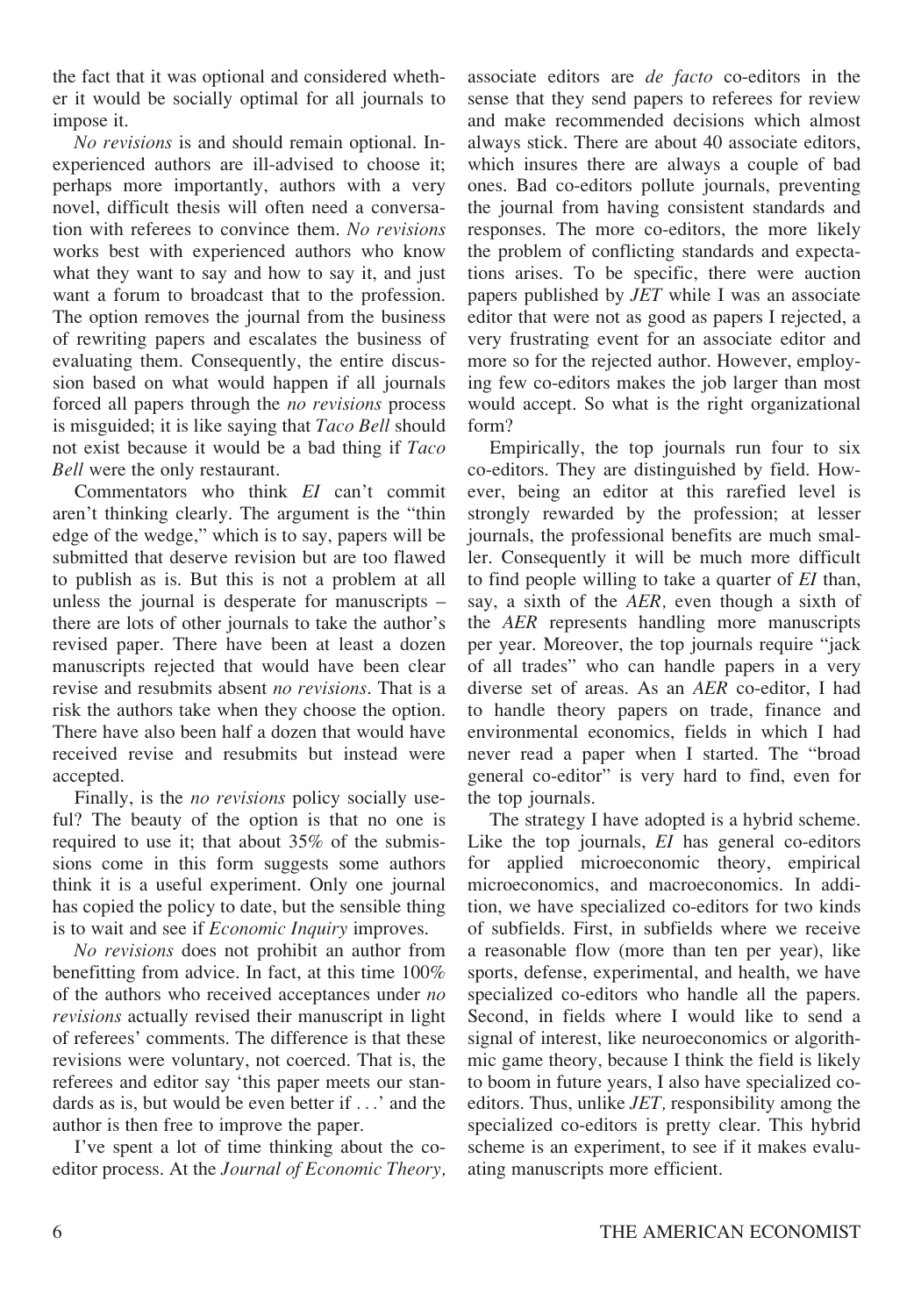the fact that it was optional and considered whether it would be socially optimal for all journals to impose it.

*No revisions* is and should remain optional. Inexperienced authors are ill-advised to choose it; perhaps more importantly, authors with a very novel, difficult thesis will often need a conversation with referees to convince them. *No revisions* works best with experienced authors who know what they want to say and how to say it, and just want a forum to broadcast that to the profession. The option removes the journal from the business of rewriting papers and escalates the business of evaluating them. Consequently, the entire discussion based on what would happen if all journals forced all papers through the *no revisions* process is misguided; it is like saying that *Taco Bell* should not exist because it would be a bad thing if *Taco Bell* were the only restaurant.

Commentators who think *EI* can't commit aren't thinking clearly. The argument is the "thin edge of the wedge," which is to say, papers will be submitted that deserve revision but are too flawed to publish as is. But this is not a problem at all unless the journal is desperate for manuscripts – there are lots of other journals to take the author's revised paper. There have been at least a dozen manuscripts rejected that would have been clear revise and resubmits absent *no revisions*. That is a risk the authors take when they choose the option. There have also been half a dozen that would have received revise and resubmits but instead were accepted.

Finally, is the *no revisions* policy socially useful? The beauty of the option is that no one is required to use it; that about 35% of the submissions come in this form suggests some authors think it is a useful experiment. Only one journal has copied the policy to date, but the sensible thing is to wait and see if *Economic Inquiry* improves.

*No revisions* does not prohibit an author from benefitting from advice. In fact, at this time 100% of the authors who received acceptances under *no revisions* actually revised their manuscript in light of referees' comments. The difference is that these revisions were voluntary, not coerced. That is, the referees and editor say 'this paper meets our standards as is, but would be even better if . . .' and the author is then free to improve the paper.

I've spent a lot of time thinking about the coeditor process. At the *Journal of Economic Theory,* associate editors are *de facto* co-editors in the sense that they send papers to referees for review and make recommended decisions which almost always stick. There are about 40 associate editors, which insures there are always a couple of bad ones. Bad co-editors pollute journals, preventing the journal from having consistent standards and responses. The more co-editors, the more likely the problem of conflicting standards and expectations arises. To be specific, there were auction papers published by *JET* while I was an associate editor that were not as good as papers I rejected, a very frustrating event for an associate editor and more so for the rejected author. However, employing few co-editors makes the job larger than most would accept. So what is the right organizational form?

Empirically, the top journals run four to six co-editors. They are distinguished by field. However, being an editor at this rarefied level is strongly rewarded by the profession; at lesser journals, the professional benefits are much smaller. Consequently it will be much more difficult to find people willing to take a quarter of *EI* than, say, a sixth of the *AER,* even though a sixth of the *AER* represents handling more manuscripts per year. Moreover, the top journals require "jack of all trades" who can handle papers in a very diverse set of areas. As an *AER* co-editor, I had to handle theory papers on trade, finance and environmental economics, fields in which I had never read a paper when I started. The "broad general co-editor" is very hard to find, even for the top journals.

The strategy I have adopted is a hybrid scheme. Like the top journals, *EI* has general co-editors for applied microeconomic theory, empirical microeconomics, and macroeconomics. In addition, we have specialized co-editors for two kinds of subfields. First, in subfields where we receive a reasonable flow (more than ten per year), like sports, defense, experimental, and health, we have specialized co-editors who handle all the papers. Second, in fields where I would like to send a signal of interest, like neuroeconomics or algorithmic game theory, because I think the field is likely to boom in future years, I also have specialized co-editors. Thus, unlike *JET,* responsibility among the specialized co-editors is pretty clear. This hybrid scheme is an experiment, to see if it makes evaluating manuscripts more efficient.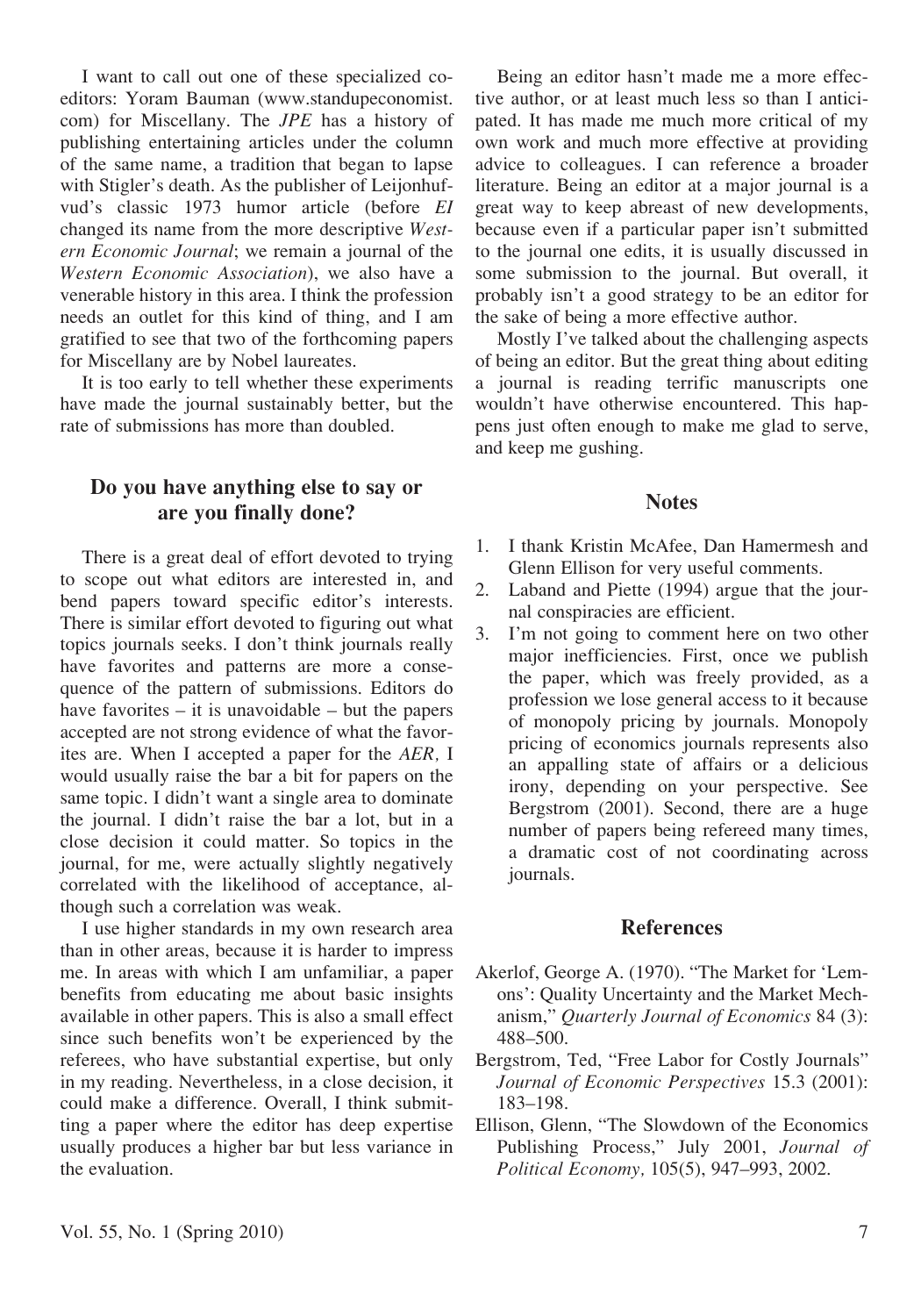I want to call out one of these specialized co-editors: Yoram Bauman (www.standupeconomist.com) for Miscellany. The *JPE* has a history of publishing entertaining articles under the column of the same name, a tradition that began to lapse with Stigler's death. As the publisher of Leijonhufvud's classic 1973 humor article (before *EI* changed its name from the more descriptive *Western Economic Journal*; we remain a journal of the *Western Economic Association*), we also have a venerable history in this area. I think the profession needs an outlet for this kind of thing, and I am gratified to see that two of the forthcoming papers for Miscellany are by Nobel laureates.

It is too early to tell whether these experiments have made the journal sustainably better, but the rate of submissions has more than doubled.

## Do you have anything else to say or are you finally done?

There is a great deal of effort devoted to trying to scope out what editors are interested in, and bend papers toward specific editor's interests. There is similar effort devoted to figuring out what topics journals seeks. I don't think journals really have favorites and patterns are more a consequence of the pattern of submissions. Editors do have favorites – it is unavoidable – but the papers accepted are not strong evidence of what the favorites are. When I accepted a paper for the *AER,* I would usually raise the bar a bit for papers on the same topic. I didn't want a single area to dominate the journal. I didn't raise the bar a lot, but in a close decision it could matter. So topics in the journal, for me, were actually slightly negatively correlated with the likelihood of acceptance, although such a correlation was weak.

I use higher standards in my own research area than in other areas, because it is harder to impress me. In areas with which I am unfamiliar, a paper benefits from educating me about basic insights available in other papers. This is also a small effect since such benefits won't be experienced by the referees, who have substantial expertise, but only in my reading. Nevertheless, in a close decision, it could make a difference. Overall, I think submitting a paper where the editor has deep expertise usually produces a higher bar but less variance in the evaluation.

Being an editor hasn't made me a more effective author, or at least much less so than I anticipated. It has made me much more critical of my own work and much more effective at providing advice to colleagues. I can reference a broader literature. Being an editor at a major journal is a great way to keep abreast of new developments, because even if a particular paper isn't submitted to the journal one edits, it is usually discussed in some submission to the journal. But overall, it probably isn't a good strategy to be an editor for the sake of being a more effective author.

Mostly I've talked about the challenging aspects of being an editor. But the great thing about editing a journal is reading terrific manuscripts one wouldn't have otherwise encountered. This happens just often enough to make me glad to serve, and keep me gushing.

## Notes

1. I thank Kristin McAfee, Dan Hamermesh and Glenn Ellison for very useful comments.
2. Laband and Piette (1994) argue that the journal conspiracies are efficient.
3. I'm not going to comment here on two other major inefficiencies. First, once we publish the paper, which was freely provided, as a profession we lose general access to it because of monopoly pricing by journals. Monopoly pricing of economics journals represents also an appalling state of affairs or a delicious irony, depending on your perspective. See Bergstrom (2001). Second, there are a huge number of papers being refereed many times, a dramatic cost of not coordinating across journals.

## References

Akerlof, George A. (1970). "The Market for 'Lemons': Quality Uncertainty and the Market Mechanism," *Quarterly Journal of Economics* 84 (3): 488–500.

Bergstrom, Ted, "Free Labor for Costly Journals" *Journal of Economic Perspectives* 15.3 (2001): 183–198.

Ellison, Glenn, "The Slowdown of the Economics Publishing Process," July 2001, *Journal of Political Economy,* 105(5), 947–993, 2002.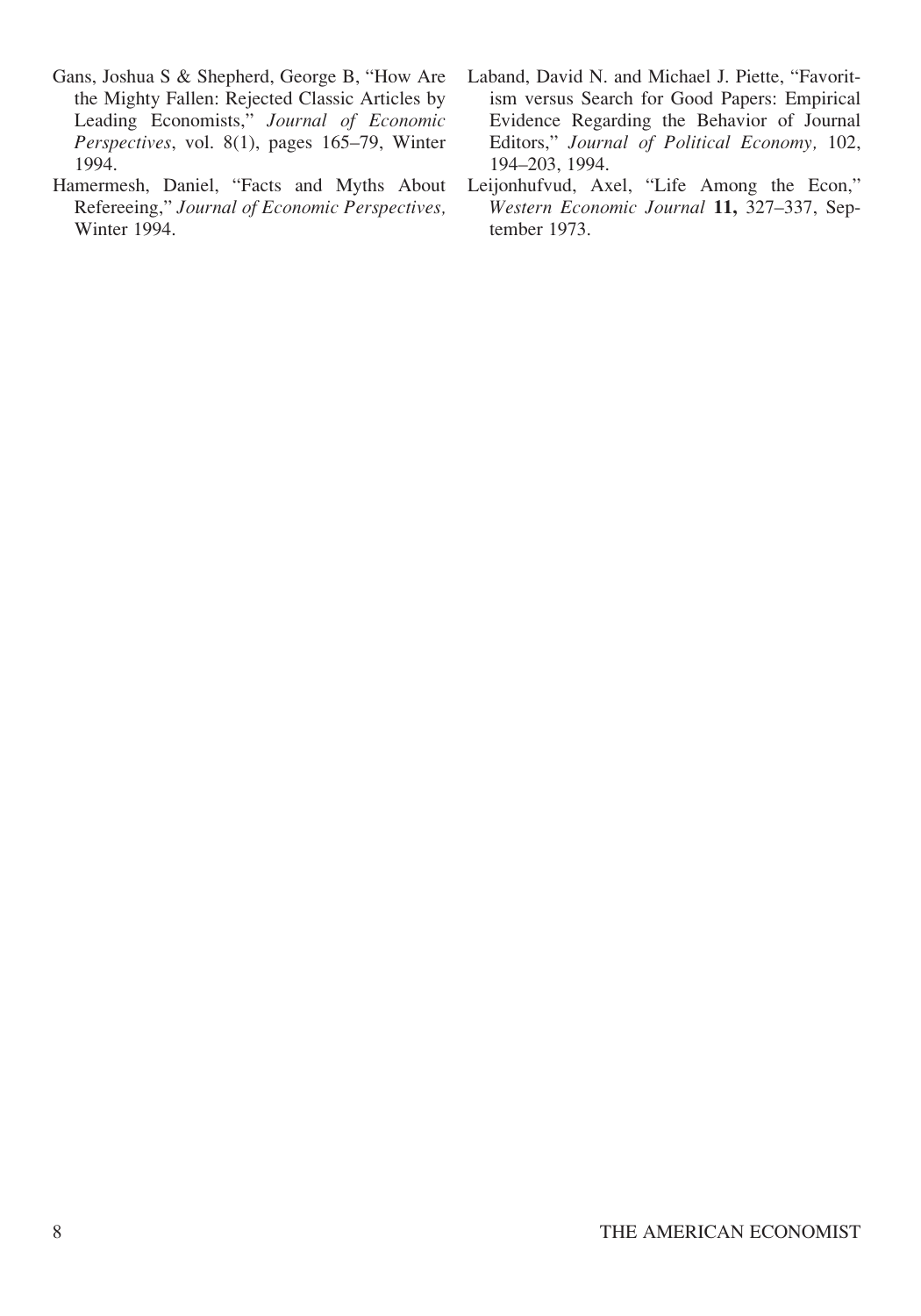Gans, Joshua S & Shepherd, George B, "How Are the Mighty Fallen: Rejected Classic Articles by Leading Economists," *Journal of Economic Perspectives*, vol. 8(1), pages 165–79, Winter 1994.

Hamermesh, Daniel, "Facts and Myths About Refereeing," *Journal of Economic Perspectives,* Winter 1994.

Laband, David N. and Michael J. Piette, "Favoritism versus Search for Good Papers: Empirical Evidence Regarding the Behavior of Journal Editors," *Journal of Political Economy,* 102, 194–203, 1994.

Leijonhufvud, Axel, "Life Among the Econ," *Western Economic Journal* **11,** 327–337, September 1973.